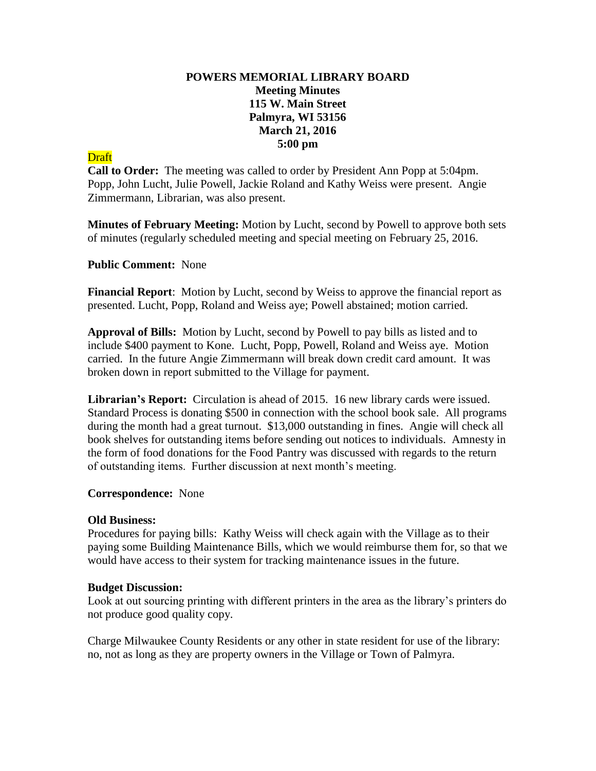**POWERS MEMORIAL LIBRARY BOARD**
**Meeting Minutes**
**115 W. Main Street**
**Palmyra, WI 53156**
**March 21, 2016**
**5:00 pm**

Draft

**Call to Order:** The meeting was called to order by President Ann Popp at 5:04pm. Popp, John Lucht, Julie Powell, Jackie Roland and Kathy Weiss were present. Angie Zimmermann, Librarian, was also present.

**Minutes of February Meeting:** Motion by Lucht, second by Powell to approve both sets of minutes (regularly scheduled meeting and special meeting on February 25, 2016.

**Public Comment:** None

**Financial Report**: Motion by Lucht, second by Weiss to approve the financial report as presented. Lucht, Popp, Roland and Weiss aye; Powell abstained; motion carried.

**Approval of Bills:** Motion by Lucht, second by Powell to pay bills as listed and to include $400 payment to Kone. Lucht, Popp, Powell, Roland and Weiss aye. Motion carried. In the future Angie Zimmermann will break down credit card amount. It was broken down in report submitted to the Village for payment.

**Librarian's Report:** Circulation is ahead of 2015. 16 new library cards were issued. Standard Process is donating $500 in connection with the school book sale. All programs during the month had a great turnout. $13,000 outstanding in fines. Angie will check all book shelves for outstanding items before sending out notices to individuals. Amnesty in the form of food donations for the Food Pantry was discussed with regards to the return of outstanding items. Further discussion at next month's meeting.

**Correspondence:** None

**Old Business:**

Procedures for paying bills: Kathy Weiss will check again with the Village as to their paying some Building Maintenance Bills, which we would reimburse them for, so that we would have access to their system for tracking maintenance issues in the future.

**Budget Discussion:**

Look at out sourcing printing with different printers in the area as the library's printers do not produce good quality copy.

Charge Milwaukee County Residents or any other in state resident for use of the library: no, not as long as they are property owners in the Village or Town of Palmyra.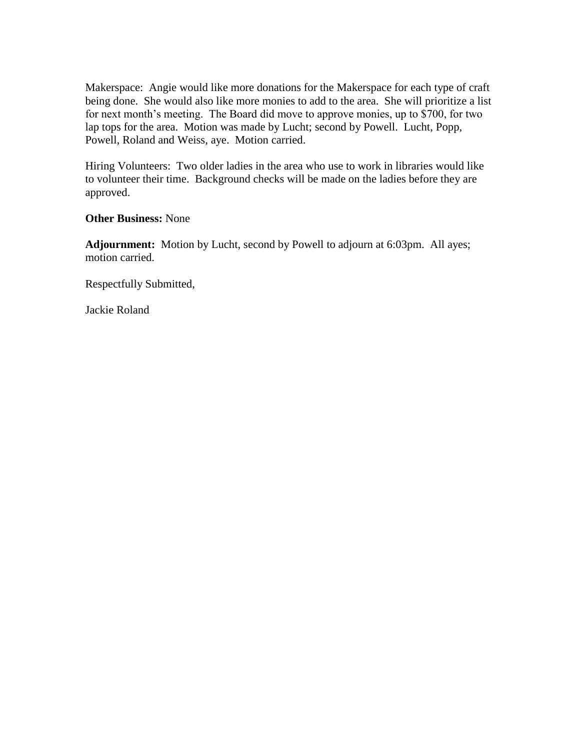Makerspace: Angie would like more donations for the Makerspace for each type of craft being done. She would also like more monies to add to the area. She will prioritize a list for next month's meeting. The Board did move to approve monies, up to $700, for two lap tops for the area. Motion was made by Lucht; second by Powell. Lucht, Popp, Powell, Roland and Weiss, aye. Motion carried.

Hiring Volunteers: Two older ladies in the area who use to work in libraries would like to volunteer their time. Background checks will be made on the ladies before they are approved.

**Other Business:** None

**Adjournment:** Motion by Lucht, second by Powell to adjourn at 6:03pm. All ayes; motion carried.

Respectfully Submitted,

Jackie Roland